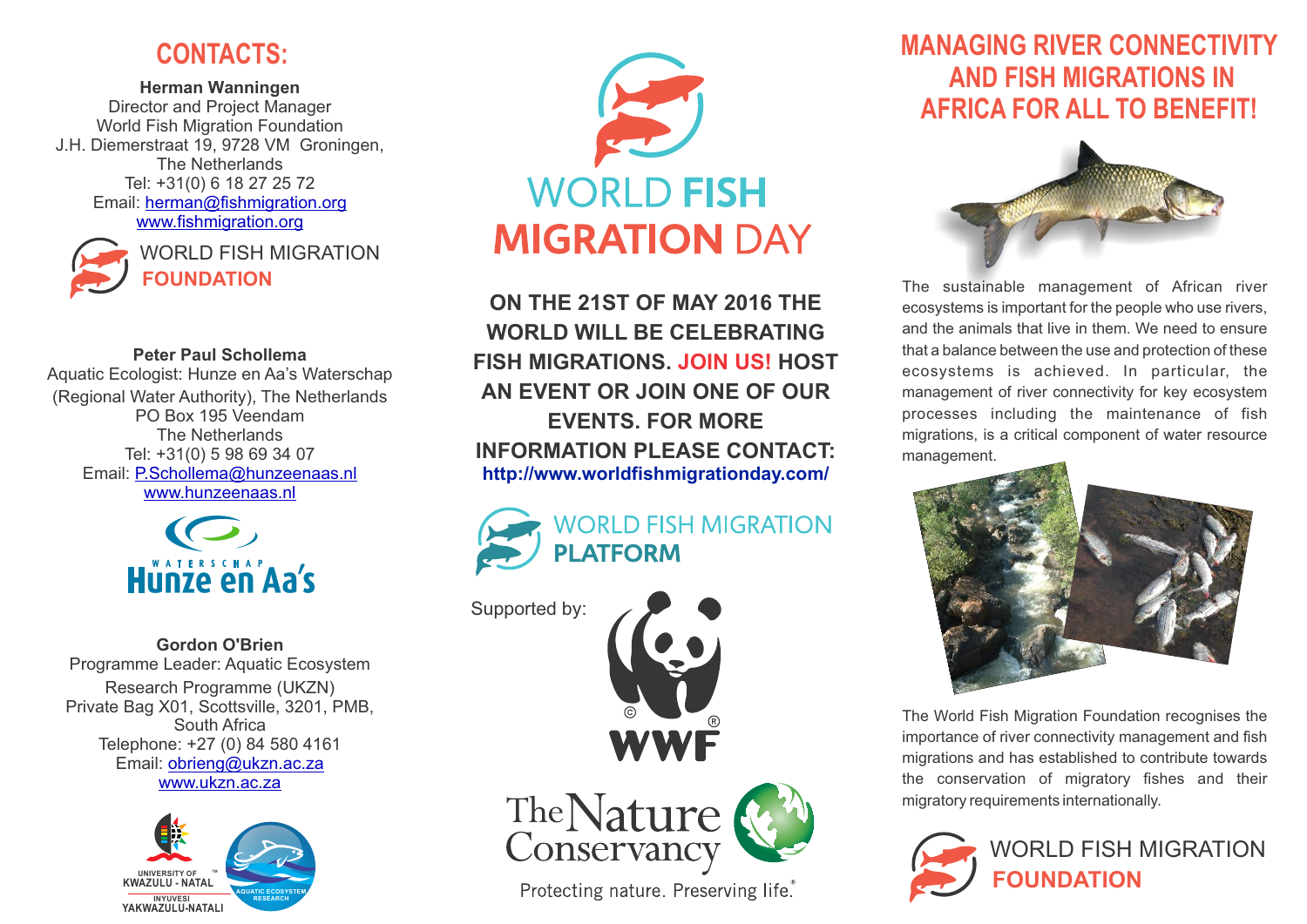## CONTACTS:

**Herman Wanningen**
Director and Project Manager
World Fish Migration Foundation
J.H. Diemerstraat 19, 9728 VM Groningen,
The Netherlands
Tel: +31(0) 6 18 27 25 72
Email: herman@fishmigration.org
www.fishmigration.org

WORLD FISH MIGRATION **FOUNDATION**

**Peter Paul Schollema**
Aquatic Ecologist: Hunze en Aa's Waterschap
(Regional Water Authority), The Netherlands
PO Box 195 Veendam
The Netherlands
Tel: +31(0) 5 98 69 34 07
Email: P.Schollema@hunzeenaas.nl
www.hunzeenaas.nl

WATERSCHAP Hunze en Aa's

**Gordon O'Brien**
Programme Leader: Aquatic Ecosystem
Research Programme (UKZN)
Private Bag X01, Scottsville, 3201, PMB,
South Africa
Telephone: +27 (0) 84 580 4161
Email: obrieng@ukzn.ac.za
www.ukzn.ac.za

UNIVERSITY OF KWAZULU - NATAL INYUVESI YAKWAZULU-NATALI
AQUATIC ECOSYSTEM RESEARCH

# WORLD FISH MIGRATION DAY

**ON THE 21ST OF MAY 2016 THE WORLD WILL BE CELEBRATING FISH MIGRATIONS. JOIN US! HOST AN EVENT OR JOIN ONE OF OUR EVENTS. FOR MORE INFORMATION PLEASE CONTACT:**
**http://www.worldfishmigrationday.com/**

WORLD FISH MIGRATION **PLATFORM**

Supported by:

WWF

The Nature Conservancy
Protecting nature. Preserving life.

## MANAGING RIVER CONNECTIVITY AND FISH MIGRATIONS IN AFRICA FOR ALL TO BENEFIT!

The sustainable management of African river ecosystems is important for the people who use rivers, and the animals that live in them. We need to ensure that a balance between the use and protection of these ecosystems is achieved. In particular, the management of river connectivity for key ecosystem processes including the maintenance of fish migrations, is a critical component of water resource management.

The World Fish Migration Foundation recognises the importance of river connectivity management and fish migrations and has established to contribute towards the conservation of migratory fishes and their migratory requirements internationally.

WORLD FISH MIGRATION **FOUNDATION**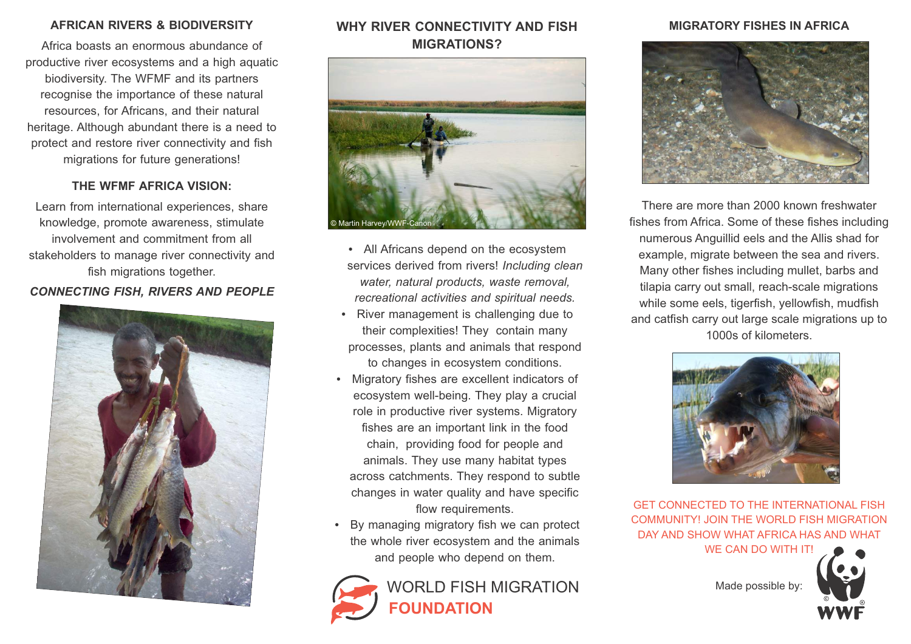## AFRICAN RIVERS & BIODIVERSITY

Africa boasts an enormous abundance of productive river ecosystems and a high aquatic biodiversity. The WFMF and its partners recognise the importance of these natural resources, for Africans, and their natural heritage. Although abundant there is a need to protect and restore river connectivity and fish migrations for future generations!

### THE WFMF AFRICA VISION:

Learn from international experiences, share knowledge, promote awareness, stimulate involvement and commitment from all stakeholders to manage river connectivity and fish migrations together.

***CONNECTING FISH, RIVERS AND PEOPLE***

## WHY RIVER CONNECTIVITY AND FISH MIGRATIONS?

© Martin Harvey/WWF-Canon

- All Africans depend on the ecosystem services derived from rivers! *Including clean water, natural products, waste removal, recreational activities and spiritual needs.*
- River management is challenging due to their complexities! They contain many processes, plants and animals that respond to changes in ecosystem conditions.
- Migratory fishes are excellent indicators of ecosystem well-being. They play a crucial role in productive river systems. Migratory fishes are an important link in the food chain, providing food for people and animals. They use many habitat types across catchments. They respond to subtle changes in water quality and have specific flow requirements.
- By managing migratory fish we can protect the whole river ecosystem and the animals and people who depend on them.

WORLD FISH MIGRATION **FOUNDATION**

## MIGRATORY FISHES IN AFRICA

There are more than 2000 known freshwater fishes from Africa. Some of these fishes including numerous Anguillid eels and the Allis shad for example, migrate between the sea and rivers. Many other fishes including mullet, barbs and tilapia carry out small, reach-scale migrations while some eels, tigerfish, yellowfish, mudfish and catfish carry out large scale migrations up to 1000s of kilometers.

GET CONNECTED TO THE INTERNATIONAL FISH COMMUNITY! JOIN THE WORLD FISH MIGRATION DAY AND SHOW WHAT AFRICA HAS AND WHAT WE CAN DO WITH IT!

Made possible by: WWF